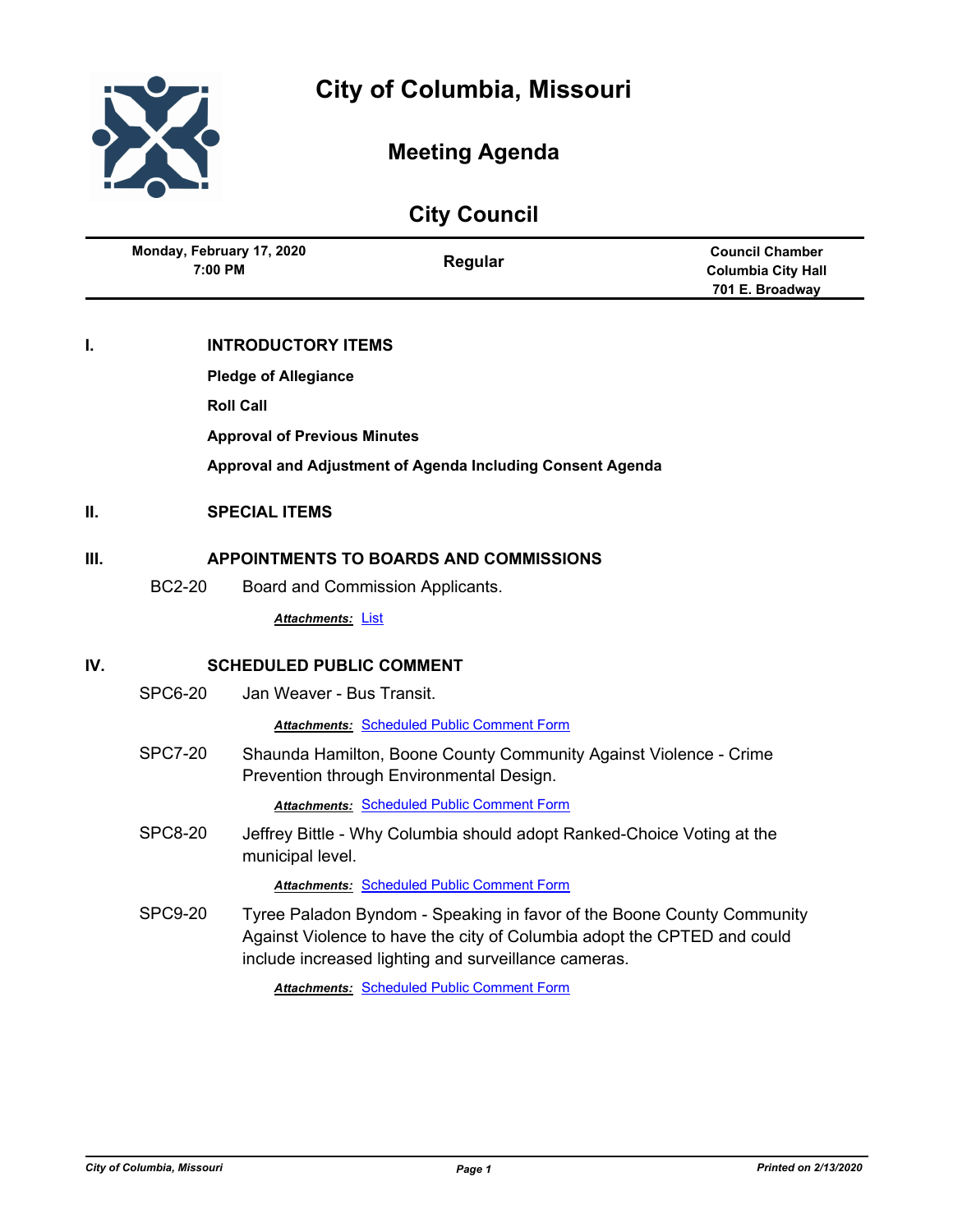# City of Columbia, Missouri

## Meeting Agenda

## City Council

| | | |
|---|---|---|
| Monday, February 17, 2020<br>7:00 PM | Regular | Council Chamber<br>Columbia City Hall<br>701 E. Broadway |

## I. INTRODUCTORY ITEMS

**Pledge of Allegiance**

**Roll Call**

**Approval of Previous Minutes**

**Approval and Adjustment of Agenda Including Consent Agenda**

## II. SPECIAL ITEMS

## III. APPOINTMENTS TO BOARDS AND COMMISSIONS

BC2-20 Board and Commission Applicants.

***Attachments:*** List

## IV. SCHEDULED PUBLIC COMMENT

SPC6-20 Jan Weaver - Bus Transit.

***Attachments:*** Scheduled Public Comment Form

SPC7-20 Shaunda Hamilton, Boone County Community Against Violence - Crime Prevention through Environmental Design.

***Attachments:*** Scheduled Public Comment Form

SPC8-20 Jeffrey Bittle - Why Columbia should adopt Ranked-Choice Voting at the municipal level.

***Attachments:*** Scheduled Public Comment Form

SPC9-20 Tyree Paladon Byndom - Speaking in favor of the Boone County Community Against Violence to have the city of Columbia adopt the CPTED and could include increased lighting and surveillance cameras.

***Attachments:*** Scheduled Public Comment Form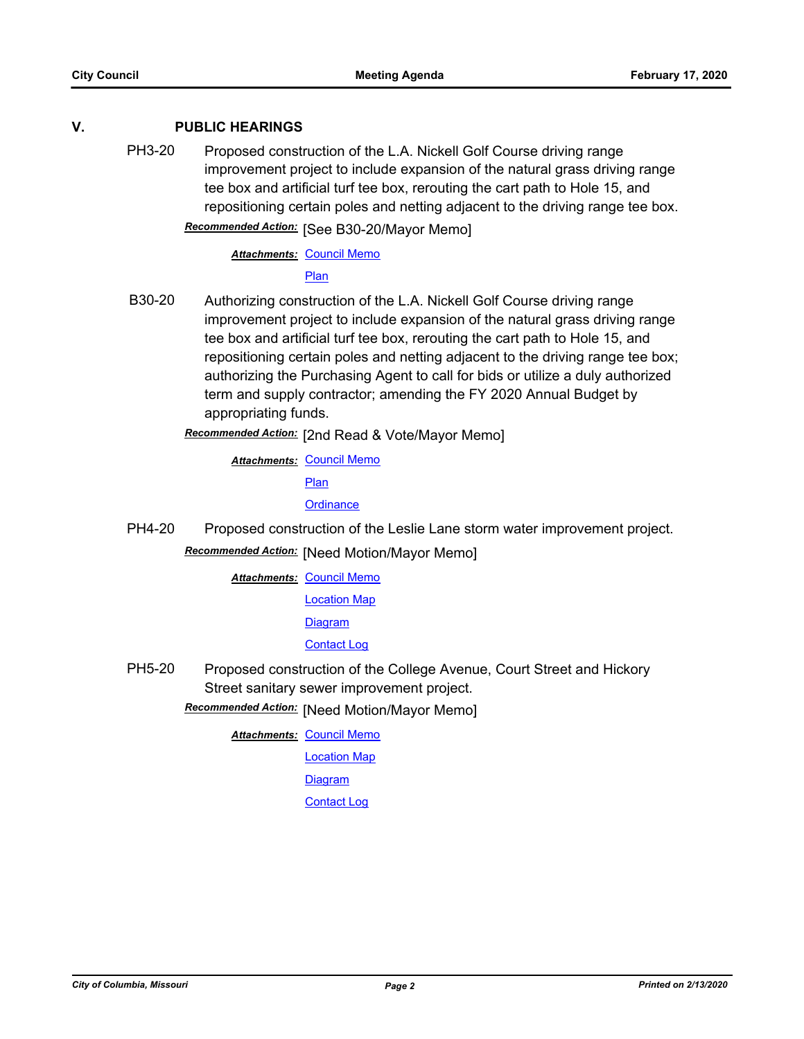## V. PUBLIC HEARINGS

**PH3-20** Proposed construction of the L.A. Nickell Golf Course driving range improvement project to include expansion of the natural grass driving range tee box and artificial turf tee box, rerouting the cart path to Hole 15, and repositioning certain poles and netting adjacent to the driving range tee box.

***Recommended Action:*** [See B30-20/Mayor Memo]

***Attachments:*** Council Memo
Plan

**B30-20** Authorizing construction of the L.A. Nickell Golf Course driving range improvement project to include expansion of the natural grass driving range tee box and artificial turf tee box, rerouting the cart path to Hole 15, and repositioning certain poles and netting adjacent to the driving range tee box; authorizing the Purchasing Agent to call for bids or utilize a duly authorized term and supply contractor; amending the FY 2020 Annual Budget by appropriating funds.

***Recommended Action:*** [2nd Read & Vote/Mayor Memo]

***Attachments:*** Council Memo
Plan
Ordinance

**PH4-20** Proposed construction of the Leslie Lane storm water improvement project.

***Recommended Action:*** [Need Motion/Mayor Memo]

***Attachments:*** Council Memo
Location Map
Diagram
Contact Log

**PH5-20** Proposed construction of the College Avenue, Court Street and Hickory Street sanitary sewer improvement project.

***Recommended Action:*** [Need Motion/Mayor Memo]

***Attachments:*** Council Memo
Location Map
Diagram
Contact Log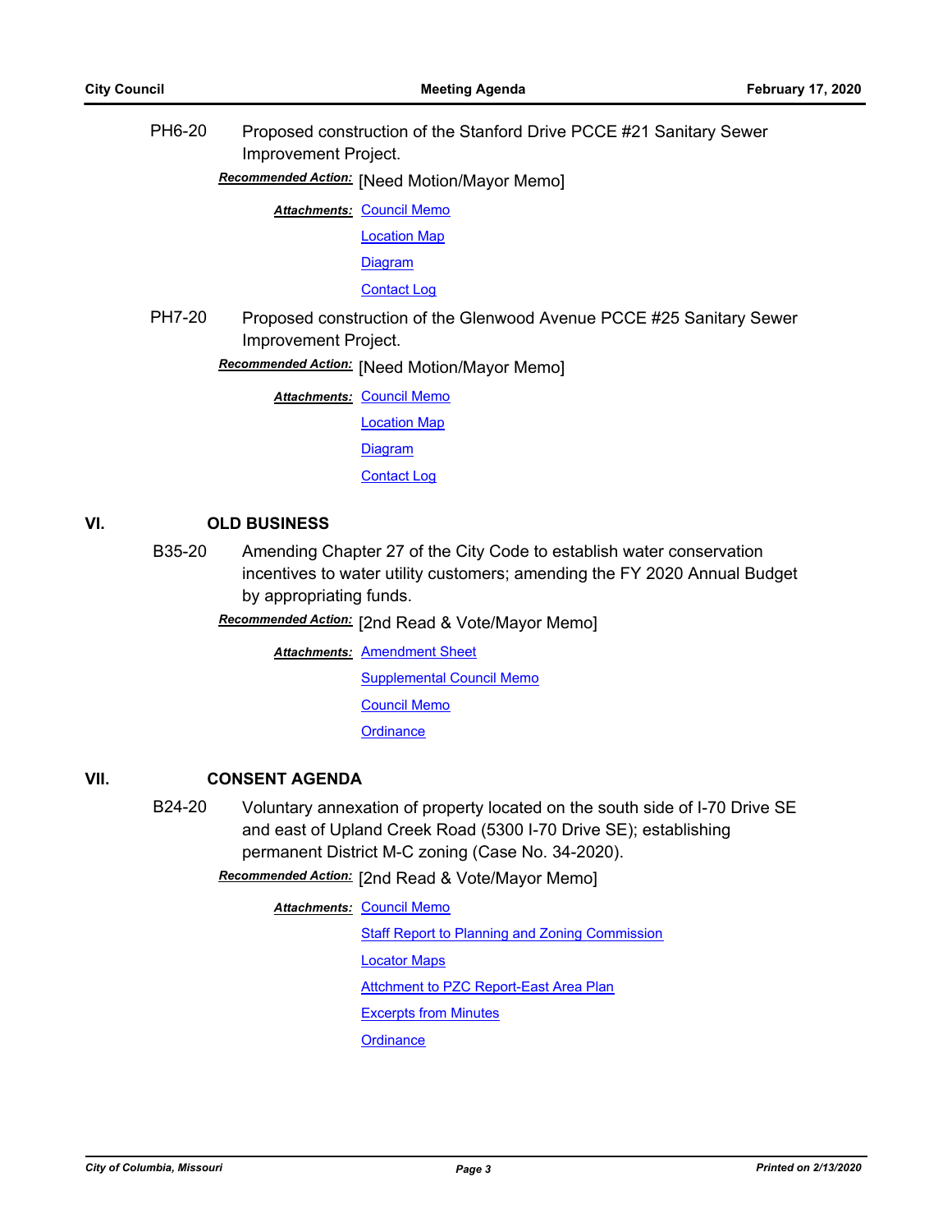**PH6-20** Proposed construction of the Stanford Drive PCCE #21 Sanitary Sewer Improvement Project.

***Recommended Action:*** [Need Motion/Mayor Memo]

***Attachments:*** Council Memo
Location Map
Diagram
Contact Log

**PH7-20** Proposed construction of the Glenwood Avenue PCCE #25 Sanitary Sewer Improvement Project.

***Recommended Action:*** [Need Motion/Mayor Memo]

***Attachments:*** Council Memo
Location Map
Diagram
Contact Log

## VI. OLD BUSINESS

**B35-20** Amending Chapter 27 of the City Code to establish water conservation incentives to water utility customers; amending the FY 2020 Annual Budget by appropriating funds.

***Recommended Action:*** [2nd Read & Vote/Mayor Memo]

***Attachments:*** Amendment Sheet
Supplemental Council Memo
Council Memo
Ordinance

## VII. CONSENT AGENDA

**B24-20** Voluntary annexation of property located on the south side of I-70 Drive SE and east of Upland Creek Road (5300 I-70 Drive SE); establishing permanent District M-C zoning (Case No. 34-2020).

***Recommended Action:*** [2nd Read & Vote/Mayor Memo]

***Attachments:*** Council Memo
Staff Report to Planning and Zoning Commission
Locator Maps
Attchment to PZC Report-East Area Plan
Excerpts from Minutes
Ordinance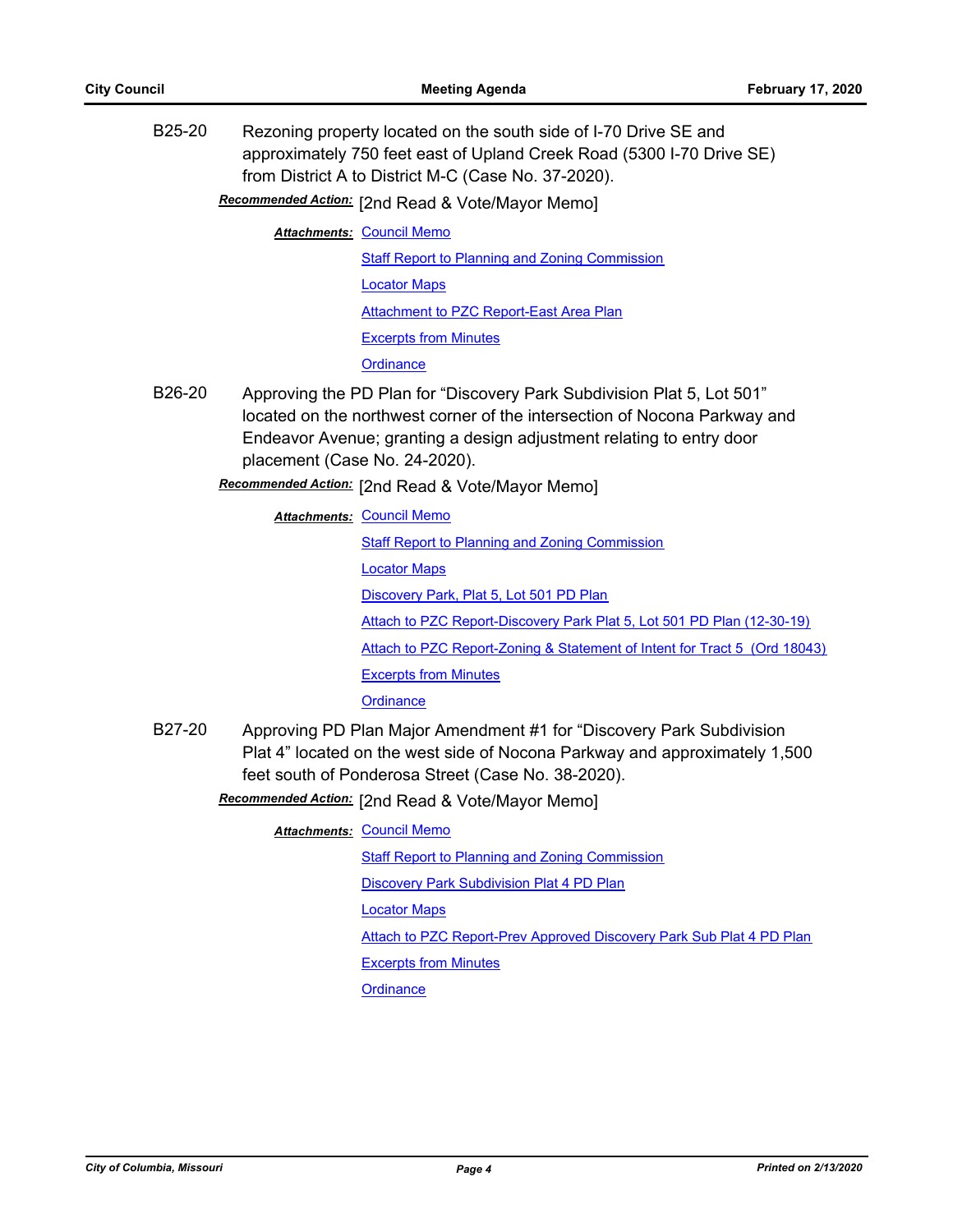B25-20 Rezoning property located on the south side of I-70 Drive SE and approximately 750 feet east of Upland Creek Road (5300 I-70 Drive SE) from District A to District M-C (Case No. 37-2020).

***Recommended Action:*** [2nd Read & Vote/Mayor Memo]

***Attachments:*** Council Memo
Staff Report to Planning and Zoning Commission
Locator Maps
Attachment to PZC Report-East Area Plan
Excerpts from Minutes
Ordinance

B26-20 Approving the PD Plan for "Discovery Park Subdivision Plat 5, Lot 501" located on the northwest corner of the intersection of Nocona Parkway and Endeavor Avenue; granting a design adjustment relating to entry door placement (Case No. 24-2020).

***Recommended Action:*** [2nd Read & Vote/Mayor Memo]

***Attachments:*** Council Memo
Staff Report to Planning and Zoning Commission
Locator Maps
Discovery Park, Plat 5, Lot 501 PD Plan
Attach to PZC Report-Discovery Park Plat 5, Lot 501 PD Plan (12-30-19)
Attach to PZC Report-Zoning & Statement of Intent for Tract 5 (Ord 18043)
Excerpts from Minutes
Ordinance

B27-20 Approving PD Plan Major Amendment #1 for "Discovery Park Subdivision Plat 4" located on the west side of Nocona Parkway and approximately 1,500 feet south of Ponderosa Street (Case No. 38-2020).

***Recommended Action:*** [2nd Read & Vote/Mayor Memo]

***Attachments:*** Council Memo
Staff Report to Planning and Zoning Commission
Discovery Park Subdivision Plat 4 PD Plan
Locator Maps
Attach to PZC Report-Prev Approved Discovery Park Sub Plat 4 PD Plan
Excerpts from Minutes
Ordinance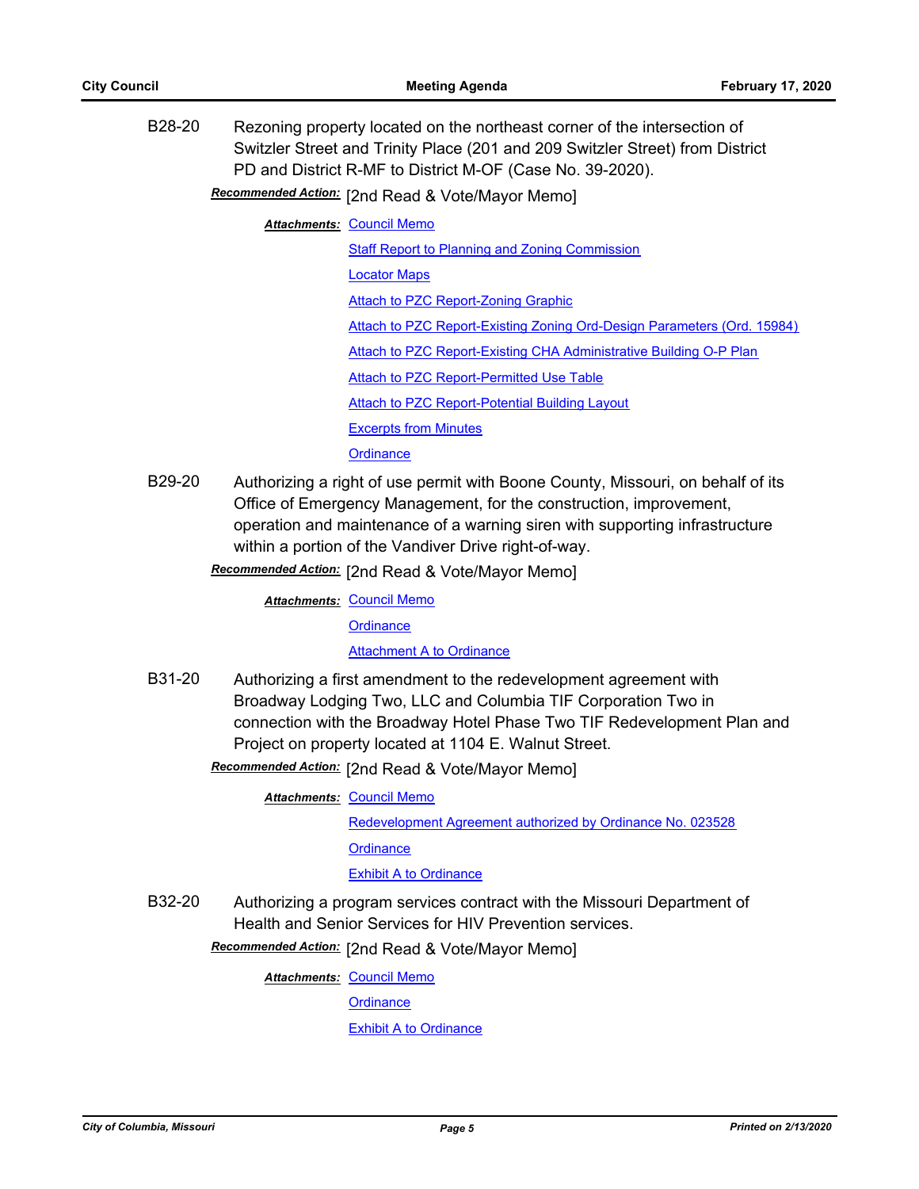B28-20 Rezoning property located on the northeast corner of the intersection of Switzler Street and Trinity Place (201 and 209 Switzler Street) from District PD and District R-MF to District M-OF (Case No. 39-2020).

***Recommended Action:*** [2nd Read & Vote/Mayor Memo]

***Attachments:*** Council Memo
Staff Report to Planning and Zoning Commission
Locator Maps
Attach to PZC Report-Zoning Graphic
Attach to PZC Report-Existing Zoning Ord-Design Parameters (Ord. 15984)
Attach to PZC Report-Existing CHA Administrative Building O-P Plan
Attach to PZC Report-Permitted Use Table
Attach to PZC Report-Potential Building Layout
Excerpts from Minutes
Ordinance

B29-20 Authorizing a right of use permit with Boone County, Missouri, on behalf of its Office of Emergency Management, for the construction, improvement, operation and maintenance of a warning siren with supporting infrastructure within a portion of the Vandiver Drive right-of-way.

***Recommended Action:*** [2nd Read & Vote/Mayor Memo]

***Attachments:*** Council Memo
Ordinance
Attachment A to Ordinance

B31-20 Authorizing a first amendment to the redevelopment agreement with Broadway Lodging Two, LLC and Columbia TIF Corporation Two in connection with the Broadway Hotel Phase Two TIF Redevelopment Plan and Project on property located at 1104 E. Walnut Street.

***Recommended Action:*** [2nd Read & Vote/Mayor Memo]

***Attachments:*** Council Memo
Redevelopment Agreement authorized by Ordinance No. 023528
Ordinance
Exhibit A to Ordinance

B32-20 Authorizing a program services contract with the Missouri Department of Health and Senior Services for HIV Prevention services.

***Recommended Action:*** [2nd Read & Vote/Mayor Memo]

***Attachments:*** Council Memo
Ordinance
Exhibit A to Ordinance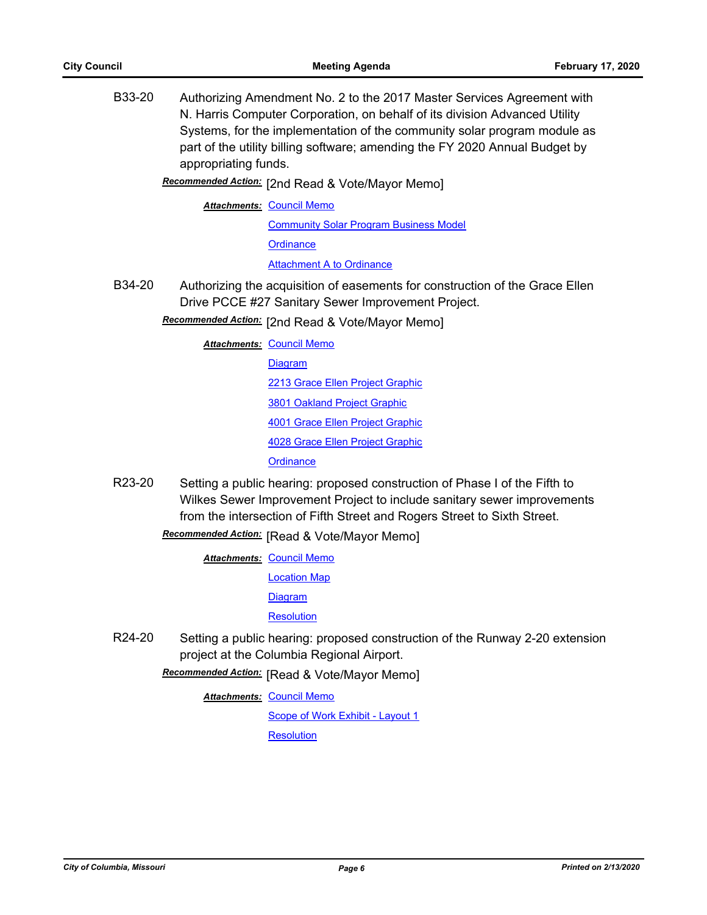B33-20 Authorizing Amendment No. 2 to the 2017 Master Services Agreement with N. Harris Computer Corporation, on behalf of its division Advanced Utility Systems, for the implementation of the community solar program module as part of the utility billing software; amending the FY 2020 Annual Budget by appropriating funds.

***Recommended Action:*** [2nd Read & Vote/Mayor Memo]

***Attachments:*** Council Memo
Community Solar Program Business Model
Ordinance
Attachment A to Ordinance

B34-20 Authorizing the acquisition of easements for construction of the Grace Ellen Drive PCCE #27 Sanitary Sewer Improvement Project.

***Recommended Action:*** [2nd Read & Vote/Mayor Memo]

***Attachments:*** Council Memo
Diagram
2213 Grace Ellen Project Graphic
3801 Oakland Project Graphic
4001 Grace Ellen Project Graphic
4028 Grace Ellen Project Graphic
Ordinance

R23-20 Setting a public hearing: proposed construction of Phase I of the Fifth to Wilkes Sewer Improvement Project to include sanitary sewer improvements from the intersection of Fifth Street and Rogers Street to Sixth Street.

***Recommended Action:*** [Read & Vote/Mayor Memo]

***Attachments:*** Council Memo
Location Map
Diagram
Resolution

R24-20 Setting a public hearing: proposed construction of the Runway 2-20 extension project at the Columbia Regional Airport.

***Recommended Action:*** [Read & Vote/Mayor Memo]

***Attachments:*** Council Memo
Scope of Work Exhibit - Layout 1
Resolution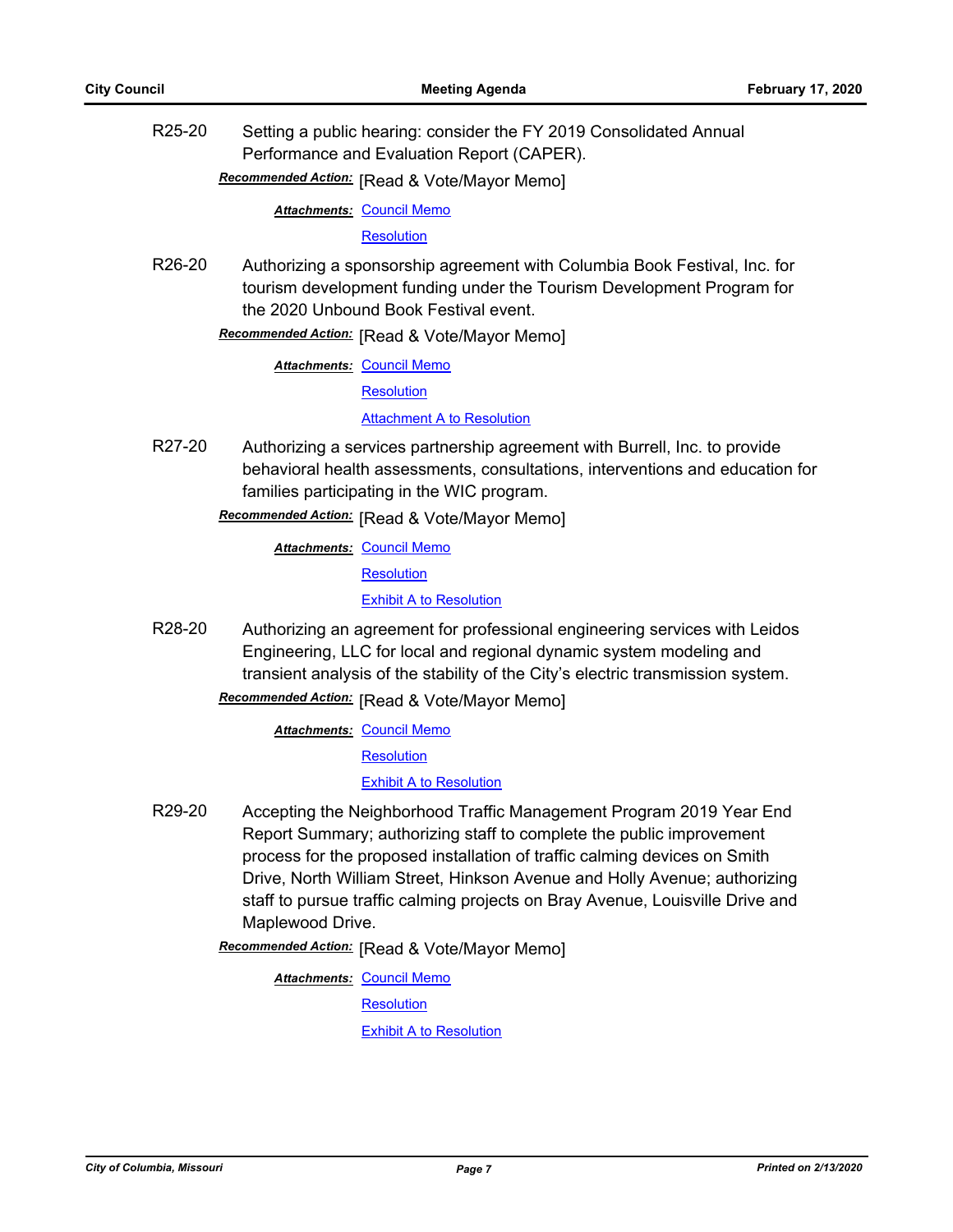R25-20 Setting a public hearing: consider the FY 2019 Consolidated Annual Performance and Evaluation Report (CAPER).

***Recommended Action:*** [Read & Vote/Mayor Memo]

***Attachments:*** Council Memo
Resolution

R26-20 Authorizing a sponsorship agreement with Columbia Book Festival, Inc. for tourism development funding under the Tourism Development Program for the 2020 Unbound Book Festival event.

***Recommended Action:*** [Read & Vote/Mayor Memo]

***Attachments:*** Council Memo
Resolution
Attachment A to Resolution

R27-20 Authorizing a services partnership agreement with Burrell, Inc. to provide behavioral health assessments, consultations, interventions and education for families participating in the WIC program.

***Recommended Action:*** [Read & Vote/Mayor Memo]

***Attachments:*** Council Memo
Resolution
Exhibit A to Resolution

R28-20 Authorizing an agreement for professional engineering services with Leidos Engineering, LLC for local and regional dynamic system modeling and transient analysis of the stability of the City's electric transmission system.

***Recommended Action:*** [Read & Vote/Mayor Memo]

***Attachments:*** Council Memo
Resolution
Exhibit A to Resolution

R29-20 Accepting the Neighborhood Traffic Management Program 2019 Year End Report Summary; authorizing staff to complete the public improvement process for the proposed installation of traffic calming devices on Smith Drive, North William Street, Hinkson Avenue and Holly Avenue; authorizing staff to pursue traffic calming projects on Bray Avenue, Louisville Drive and Maplewood Drive.

***Recommended Action:*** [Read & Vote/Mayor Memo]

***Attachments:*** Council Memo
Resolution
Exhibit A to Resolution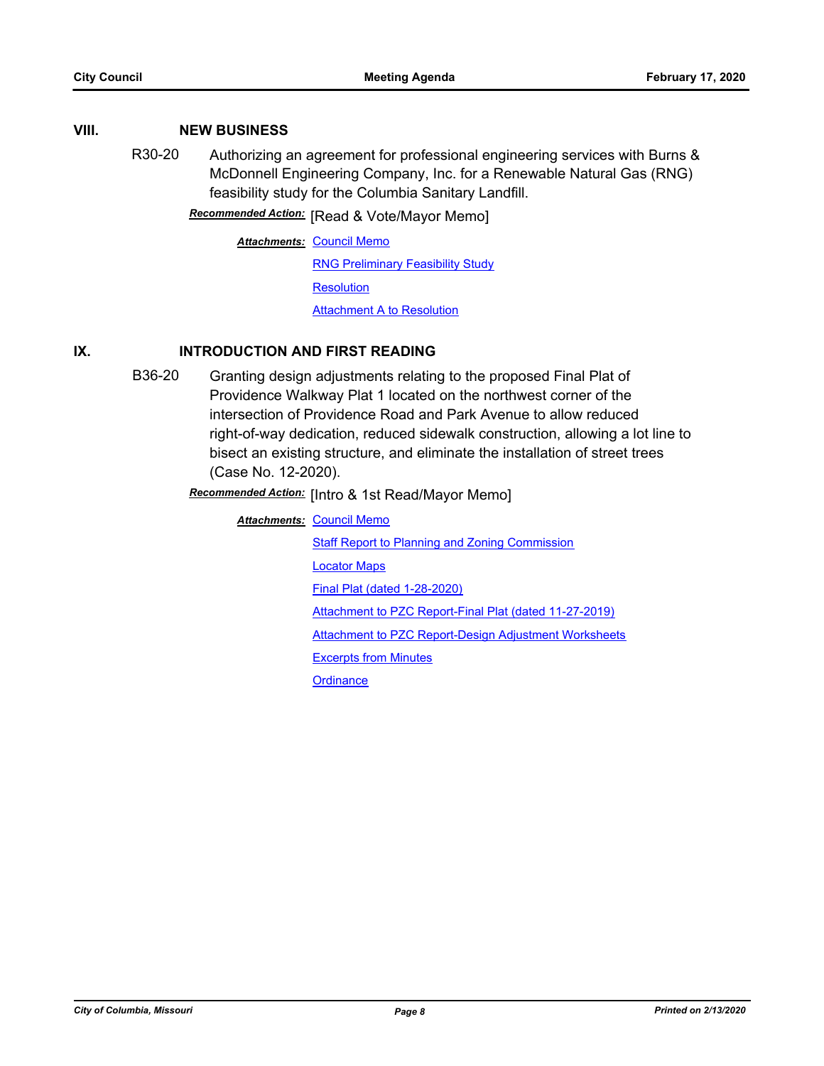## VIII. NEW BUSINESS

R30-20 Authorizing an agreement for professional engineering services with Burns & McDonnell Engineering Company, Inc. for a Renewable Natural Gas (RNG) feasibility study for the Columbia Sanitary Landfill.

***Recommended Action:*** [Read & Vote/Mayor Memo]

***Attachments:*** Council Memo

RNG Preliminary Feasibility Study

Resolution

Attachment A to Resolution

## IX. INTRODUCTION AND FIRST READING

B36-20 Granting design adjustments relating to the proposed Final Plat of Providence Walkway Plat 1 located on the northwest corner of the intersection of Providence Road and Park Avenue to allow reduced right-of-way dedication, reduced sidewalk construction, allowing a lot line to bisect an existing structure, and eliminate the installation of street trees (Case No. 12-2020).

***Recommended Action:*** [Intro & 1st Read/Mayor Memo]

***Attachments:*** Council Memo

Staff Report to Planning and Zoning Commission

Locator Maps

Final Plat (dated 1-28-2020)

Attachment to PZC Report-Final Plat (dated 11-27-2019)

Attachment to PZC Report-Design Adjustment Worksheets

Excerpts from Minutes

Ordinance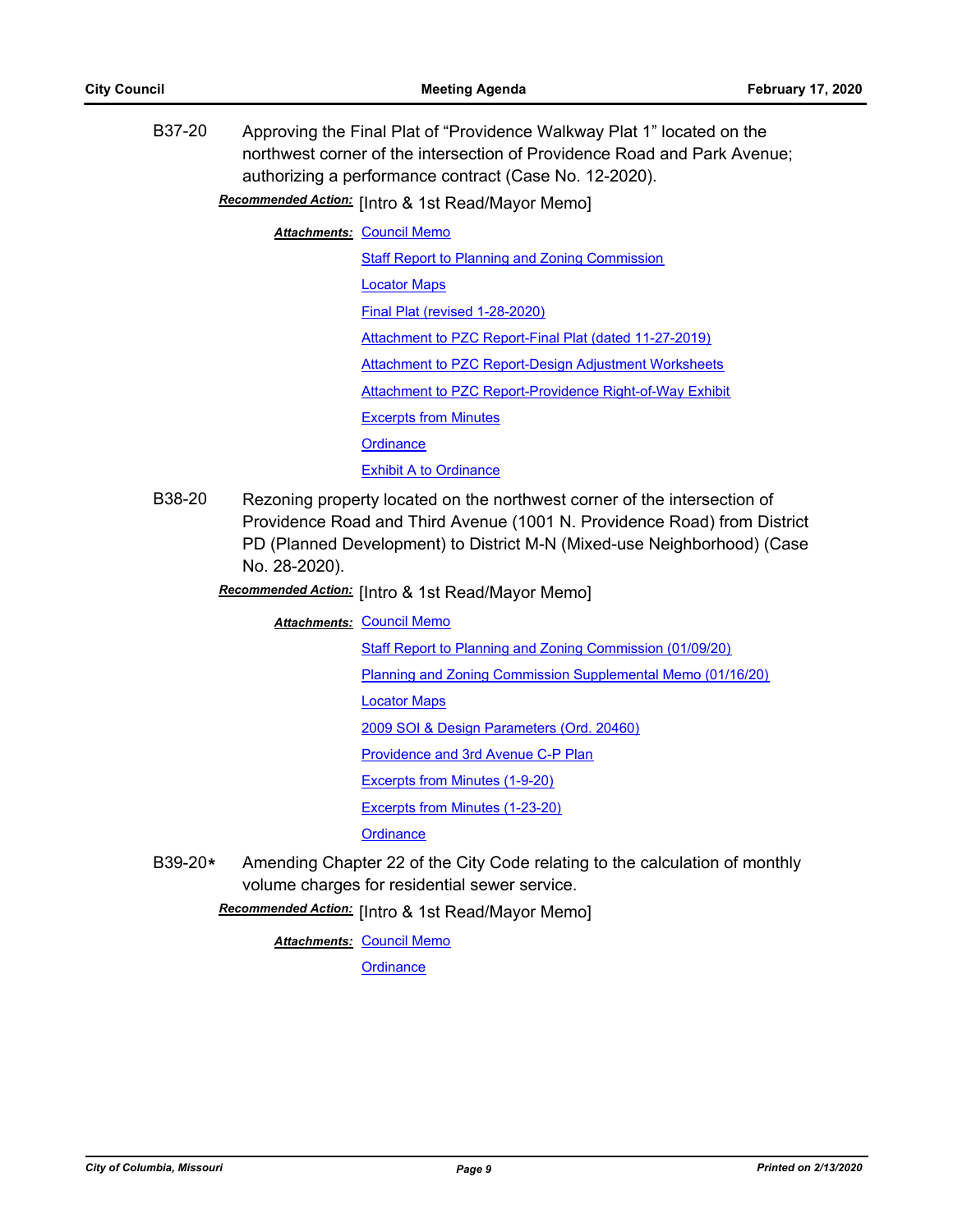B37-20 Approving the Final Plat of "Providence Walkway Plat 1" located on the northwest corner of the intersection of Providence Road and Park Avenue; authorizing a performance contract (Case No. 12-2020).

***Recommended Action:*** [Intro & 1st Read/Mayor Memo]

***Attachments:*** Council Memo
Staff Report to Planning and Zoning Commission
Locator Maps
Final Plat (revised 1-28-2020)
Attachment to PZC Report-Final Plat (dated 11-27-2019)
Attachment to PZC Report-Design Adjustment Worksheets
Attachment to PZC Report-Providence Right-of-Way Exhibit
Excerpts from Minutes
Ordinance
Exhibit A to Ordinance

B38-20 Rezoning property located on the northwest corner of the intersection of Providence Road and Third Avenue (1001 N. Providence Road) from District PD (Planned Development) to District M-N (Mixed-use Neighborhood) (Case No. 28-2020).

***Recommended Action:*** [Intro & 1st Read/Mayor Memo]

***Attachments:*** Council Memo
Staff Report to Planning and Zoning Commission (01/09/20)
Planning and Zoning Commission Supplemental Memo (01/16/20)
Locator Maps
2009 SOI & Design Parameters (Ord. 20460)
Providence and 3rd Avenue C-P Plan
Excerpts from Minutes (1-9-20)
Excerpts from Minutes (1-23-20)
Ordinance

B39-20* Amending Chapter 22 of the City Code relating to the calculation of monthly volume charges for residential sewer service.

***Recommended Action:*** [Intro & 1st Read/Mayor Memo]

***Attachments:*** Council Memo
Ordinance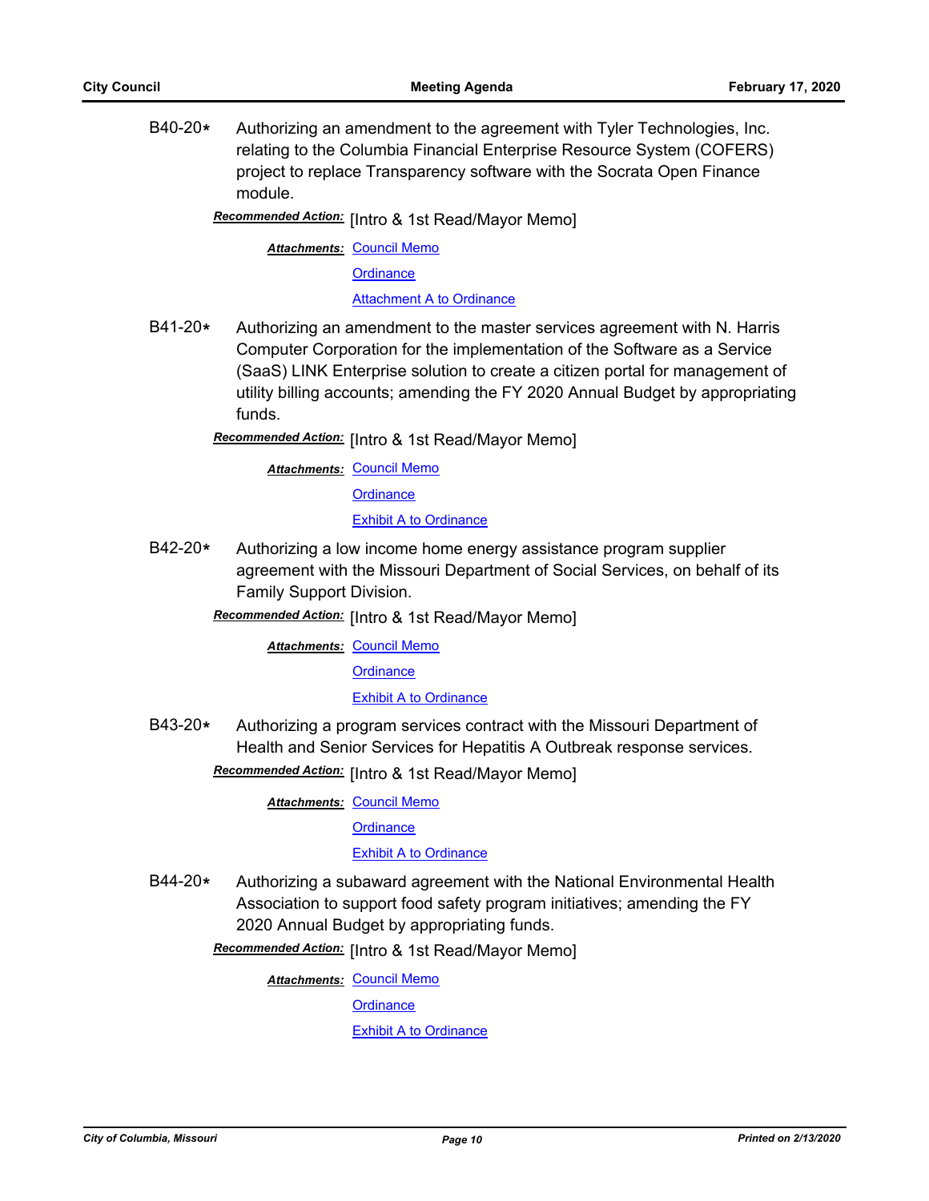B40-20* Authorizing an amendment to the agreement with Tyler Technologies, Inc. relating to the Columbia Financial Enterprise Resource System (COFERS) project to replace Transparency software with the Socrata Open Finance module.

***Recommended Action:*** [Intro & 1st Read/Mayor Memo]

***Attachments:*** Council Memo

Ordinance

Attachment A to Ordinance

B41-20* Authorizing an amendment to the master services agreement with N. Harris Computer Corporation for the implementation of the Software as a Service (SaaS) LINK Enterprise solution to create a citizen portal for management of utility billing accounts; amending the FY 2020 Annual Budget by appropriating funds.

***Recommended Action:*** [Intro & 1st Read/Mayor Memo]

***Attachments:*** Council Memo

Ordinance

Exhibit A to Ordinance

B42-20* Authorizing a low income home energy assistance program supplier agreement with the Missouri Department of Social Services, on behalf of its Family Support Division.

***Recommended Action:*** [Intro & 1st Read/Mayor Memo]

***Attachments:*** Council Memo

Ordinance

Exhibit A to Ordinance

B43-20* Authorizing a program services contract with the Missouri Department of Health and Senior Services for Hepatitis A Outbreak response services.

***Recommended Action:*** [Intro & 1st Read/Mayor Memo]

***Attachments:*** Council Memo

Ordinance

Exhibit A to Ordinance

B44-20* Authorizing a subaward agreement with the National Environmental Health Association to support food safety program initiatives; amending the FY 2020 Annual Budget by appropriating funds.

***Recommended Action:*** [Intro & 1st Read/Mayor Memo]

***Attachments:*** Council Memo

Ordinance

Exhibit A to Ordinance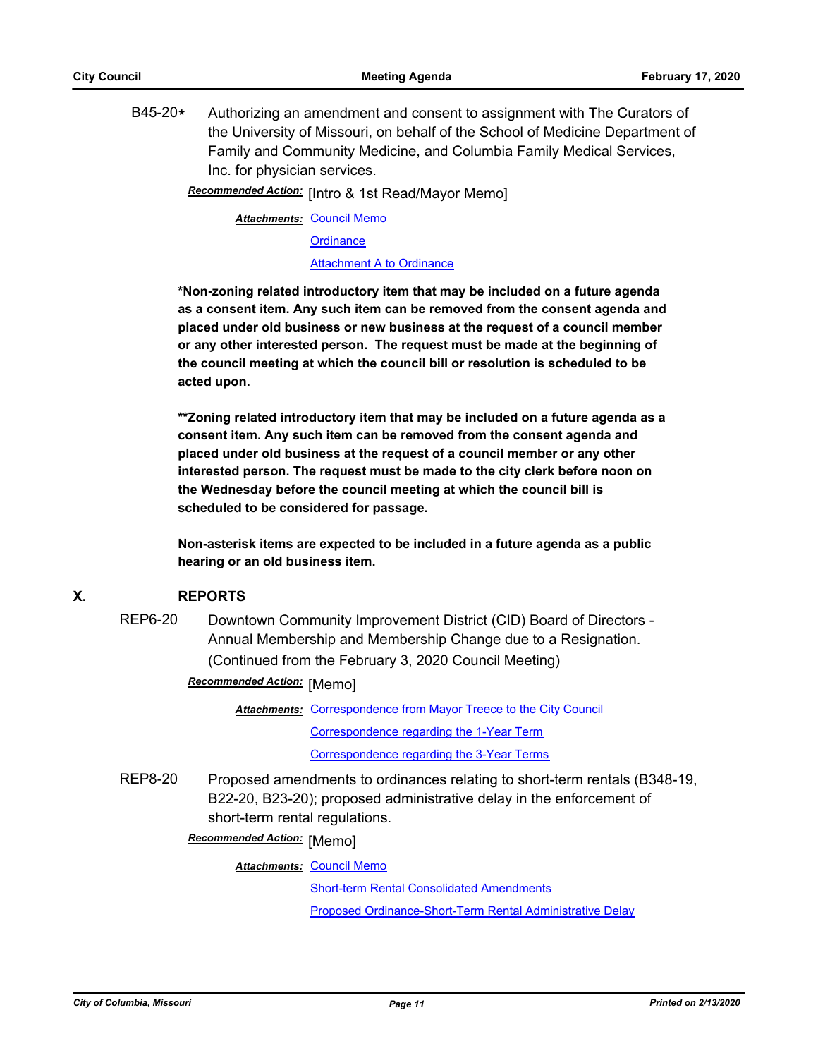B45-20* Authorizing an amendment and consent to assignment with The Curators of the University of Missouri, on behalf of the School of Medicine Department of Family and Community Medicine, and Columbia Family Medical Services, Inc. for physician services.

***Recommended Action:*** [Intro & 1st Read/Mayor Memo]

***Attachments:*** Council Memo
Ordinance
Attachment A to Ordinance

***Non-zoning related introductory item that may be included on a future agenda as a consent item. Any such item can be removed from the consent agenda and placed under old business or new business at the request of a council member or any other interested person. The request must be made at the beginning of the council meeting at which the council bill or resolution is scheduled to be acted upon.**

****Zoning related introductory item that may be included on a future agenda as a consent item. Any such item can be removed from the consent agenda and placed under old business at the request of a council member or any other interested person. The request must be made to the city clerk before noon on the Wednesday before the council meeting at which the council bill is scheduled to be considered for passage.**

**Non-asterisk items are expected to be included in a future agenda as a public hearing or an old business item.**

## X. REPORTS

REP6-20 Downtown Community Improvement District (CID) Board of Directors - Annual Membership and Membership Change due to a Resignation. (Continued from the February 3, 2020 Council Meeting)

***Recommended Action:*** [Memo]

***Attachments:*** Correspondence from Mayor Treece to the City Council
Correspondence regarding the 1-Year Term
Correspondence regarding the 3-Year Terms

REP8-20 Proposed amendments to ordinances relating to short-term rentals (B348-19, B22-20, B23-20); proposed administrative delay in the enforcement of short-term rental regulations.

***Recommended Action:*** [Memo]

***Attachments:*** Council Memo
Short-term Rental Consolidated Amendments
Proposed Ordinance-Short-Term Rental Administrative Delay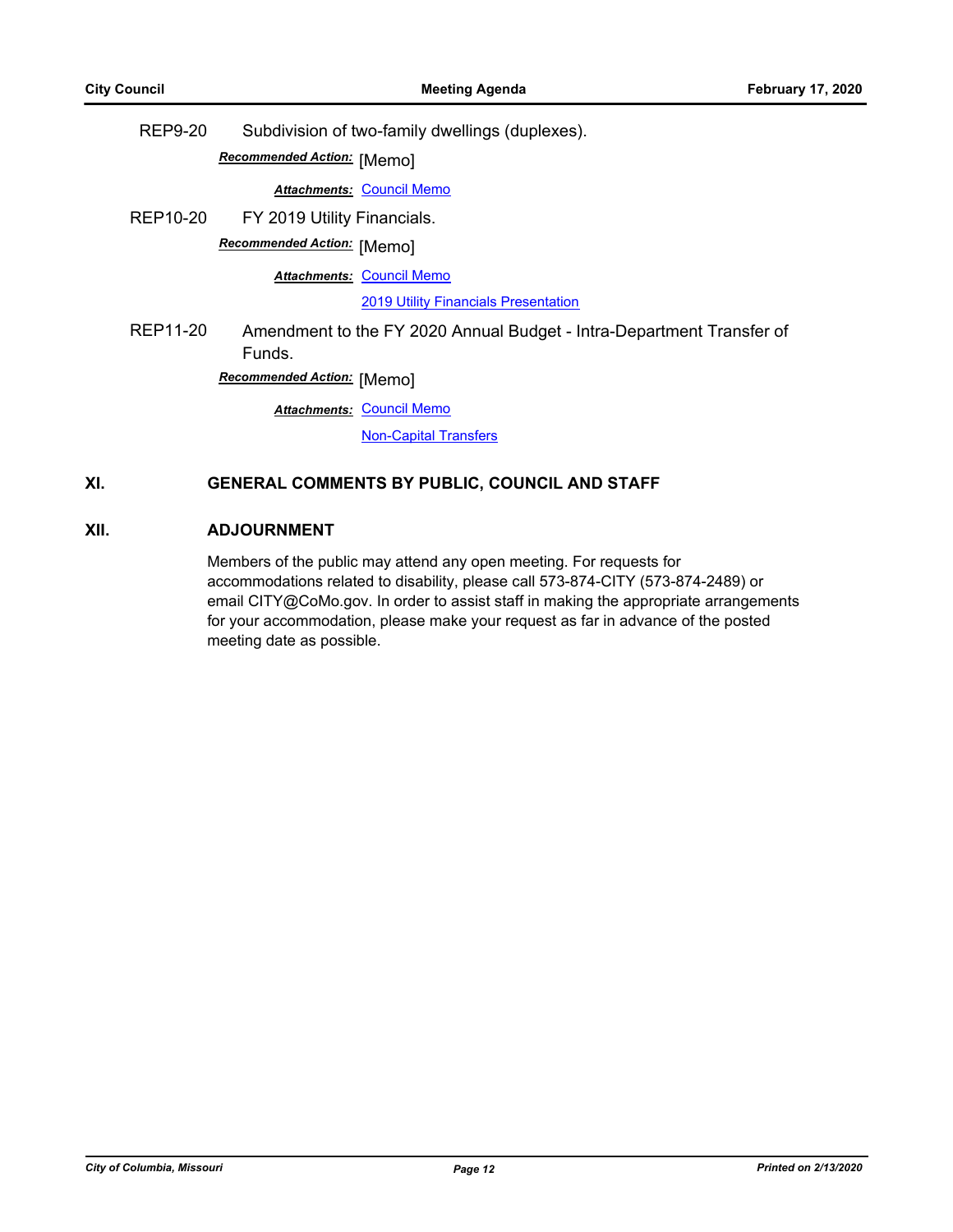REP9-20 Subdivision of two-family dwellings (duplexes).

***Recommended Action:*** [Memo]

***Attachments:*** Council Memo

REP10-20 FY 2019 Utility Financials.

***Recommended Action:*** [Memo]

***Attachments:*** Council Memo

2019 Utility Financials Presentation

REP11-20 Amendment to the FY 2020 Annual Budget - Intra-Department Transfer of Funds.

***Recommended Action:*** [Memo]

***Attachments:*** Council Memo

Non-Capital Transfers

## XI. GENERAL COMMENTS BY PUBLIC, COUNCIL AND STAFF

## XII. ADJOURNMENT

Members of the public may attend any open meeting. For requests for accommodations related to disability, please call 573-874-CITY (573-874-2489) or email CITY@CoMo.gov. In order to assist staff in making the appropriate arrangements for your accommodation, please make your request as far in advance of the posted meeting date as possible.